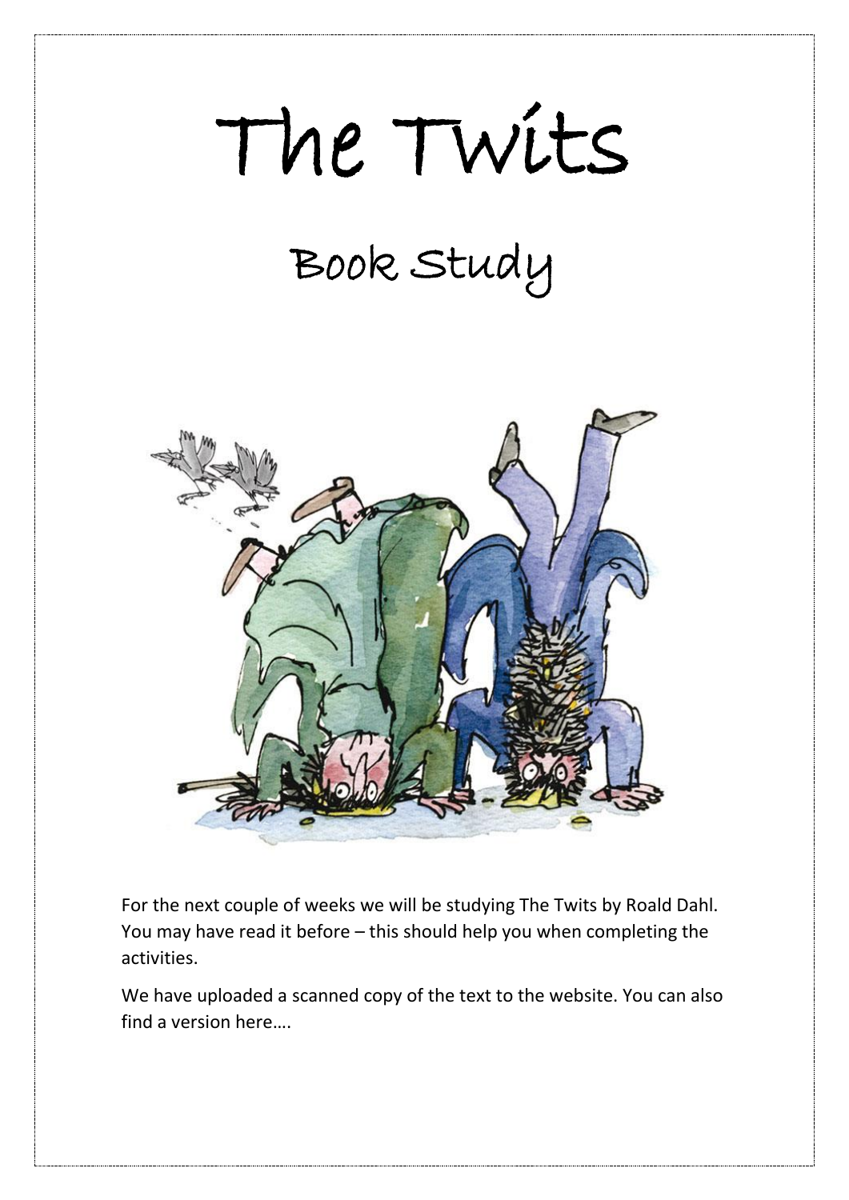# The Twits

## Book Study

For the next couple of weeks we will be studying The Twits by Roald Dahl. You may have read it before – this should help you when completing the activities.

We have uploaded a scanned copy of the text to the website. You can also find a version here….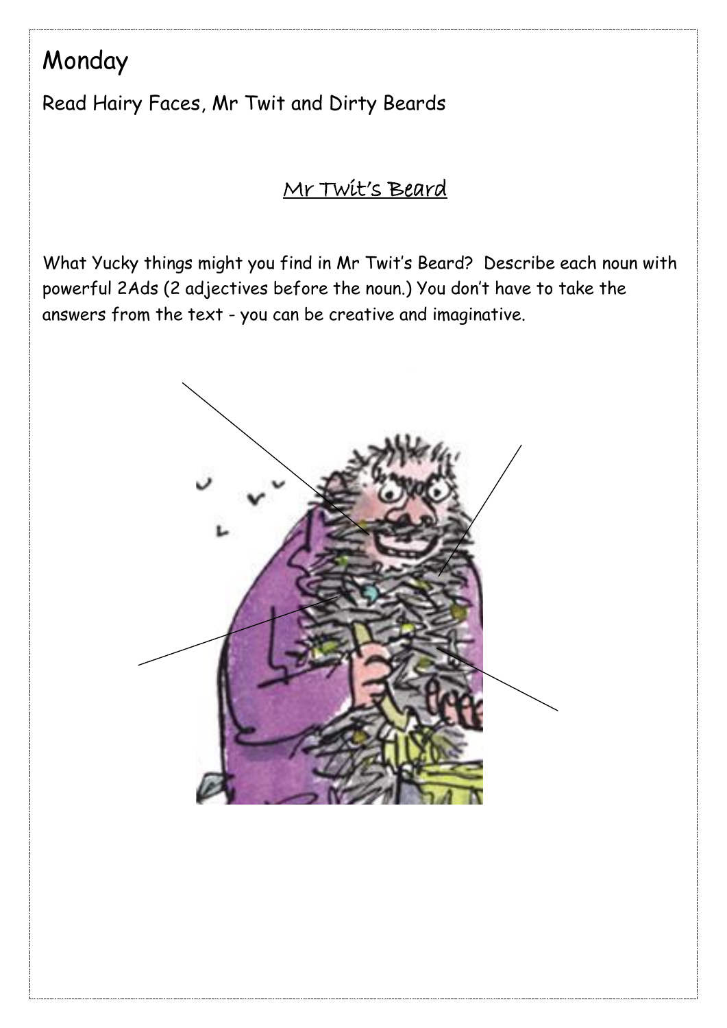# Monday

Read Hairy Faces, Mr Twit and Dirty Beards

## <u>Mr Twit's Beard</u>

What Yucky things might you find in Mr Twit's Beard? Describe each noun with powerful 2Ads (2 adjectives before the noun.) You don't have to take the answers from the text - you can be creative and imaginative.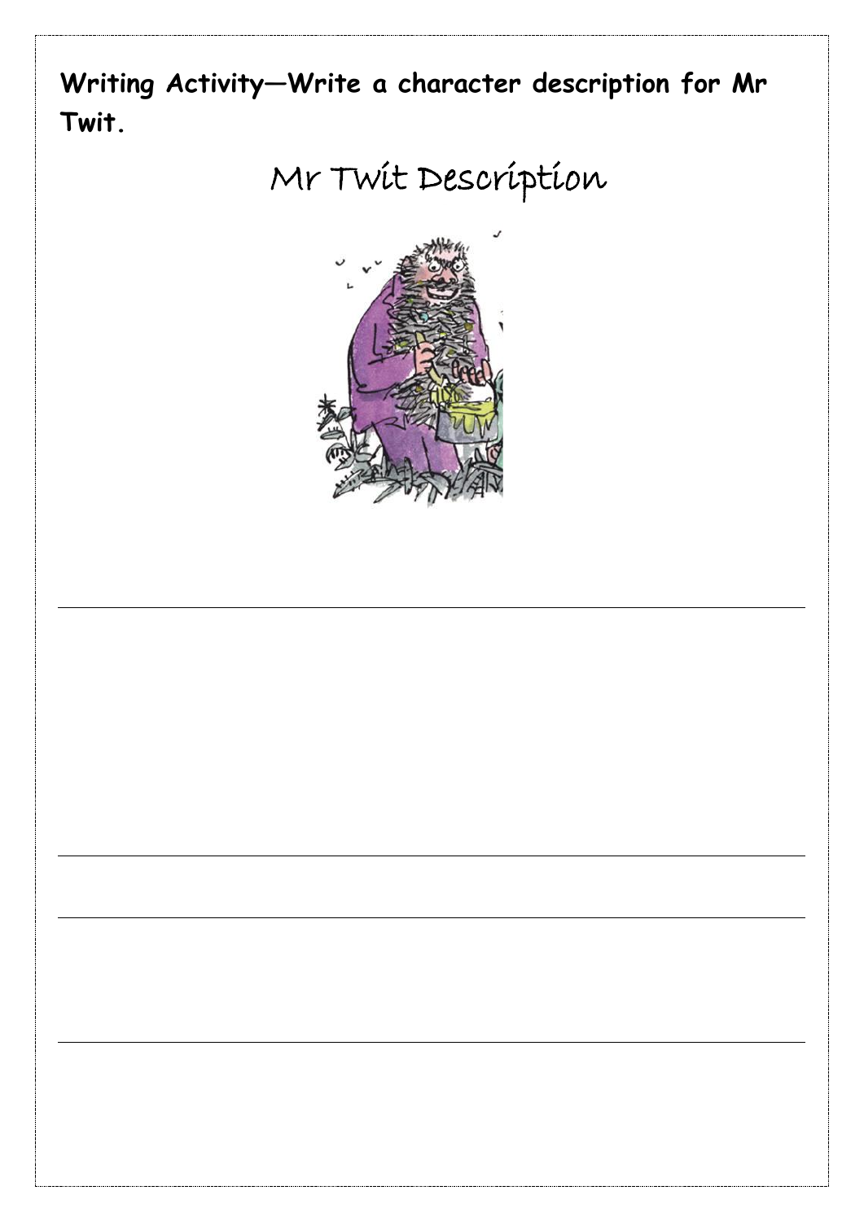**Writing Activity—Write a character description for Mr Twit.**

# Mr Twit Description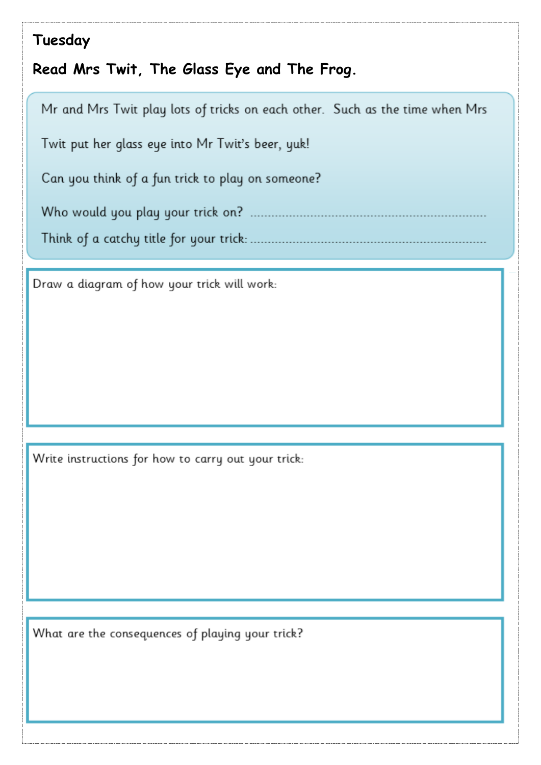**Tuesday**

**Read Mrs Twit, The Glass Eye and The Frog.**

Mr and Mrs Twit play lots of tricks on each other. Such as the time when Mrs Twit put her glass eye into Mr Twit's beer, yuk!

Can you think of a fun trick to play on someone?

Who would you play your trick on? ..............................................................................

Think of a catchy title for your trick: ..............................................................................

Draw a diagram of how your trick will work:

Write instructions for how to carry out your trick:

What are the consequences of playing your trick?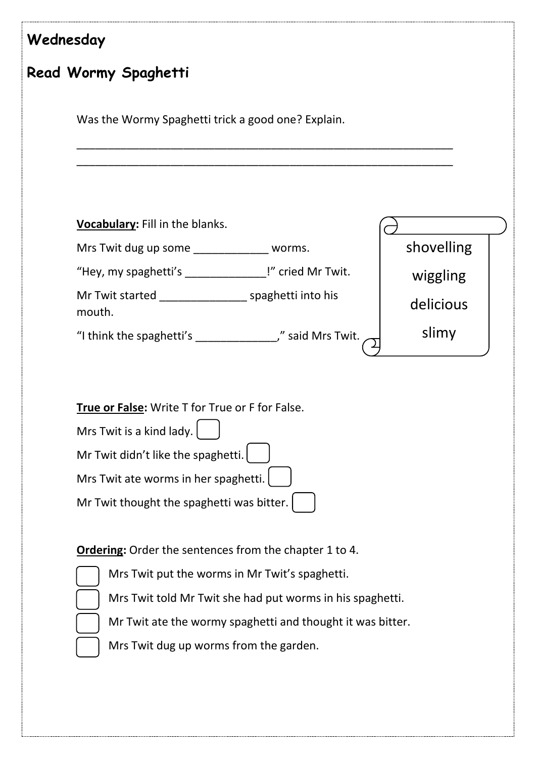**Wednesday**

**Read Wormy Spaghetti**

Was the Wormy Spaghetti trick a good one? Explain.

______________________________________________________________

______________________________________________________________

**<u>Vocabulary</u>:** Fill in the blanks.

Mrs Twit dug up some ____________ worms.

"Hey, my spaghetti's _____________!" cried Mr Twit.

Mr Twit started ______________ spaghetti into his mouth.

"I think the spaghetti's _____________," said Mrs Twit.

shovelling
wiggling
delicious
slimy

**<u>True or False</u>:** Write T for True or F for False.

Mrs Twit is a kind lady. ☐

Mr Twit didn't like the spaghetti. ☐

Mrs Twit ate worms in her spaghetti. ☐

Mr Twit thought the spaghetti was bitter. ☐

**<u>Ordering</u>:** Order the sentences from the chapter 1 to 4.

☐ Mrs Twit put the worms in Mr Twit's spaghetti.

☐ Mrs Twit told Mr Twit she had put worms in his spaghetti.

☐ Mr Twit ate the wormy spaghetti and thought it was bitter.

☐ Mrs Twit dug up worms from the garden.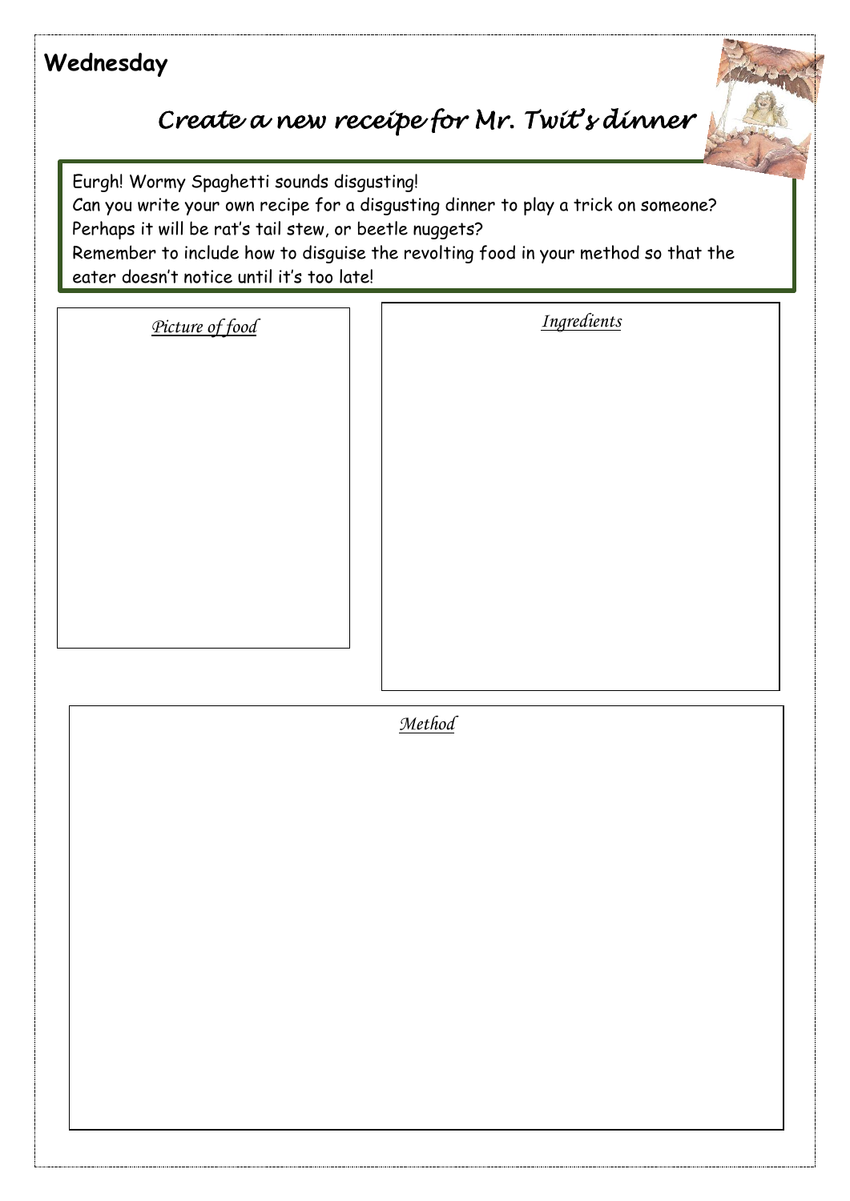## Wednesday

# *Create a new receipe for Mr. Twit's dinner*

Eurgh! Wormy Spaghetti sounds disgusting!
Can you write your own recipe for a disgusting dinner to play a trick on someone?
Perhaps it will be rat's tail stew, or beetle nuggets?
Remember to include how to disguise the revolting food in your method so that the eater doesn't notice until it's too late!

*Picture of food*

*Ingredients*

*Method*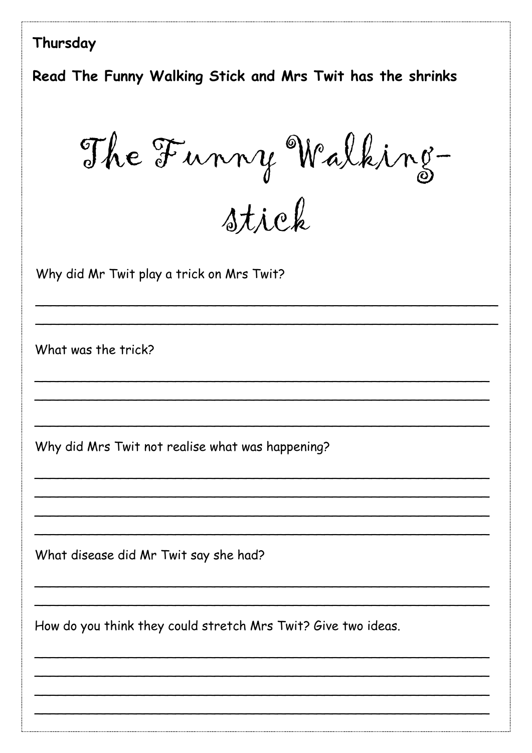**Thursday**

**Read The Funny Walking Stick and Mrs Twit has the shrinks**

# The Funny Walking-stick

Why did Mr Twit play a trick on Mrs Twit?

______________________________________________________________

______________________________________________________________

What was the trick?

______________________________________________________________

______________________________________________________________

______________________________________________________________

Why did Mrs Twit not realise what was happening?

______________________________________________________________

______________________________________________________________

______________________________________________________________

______________________________________________________________

What disease did Mr Twit say she had?

______________________________________________________________

______________________________________________________________

How do you think they could stretch Mrs Twit? Give two ideas.

______________________________________________________________

______________________________________________________________

______________________________________________________________

______________________________________________________________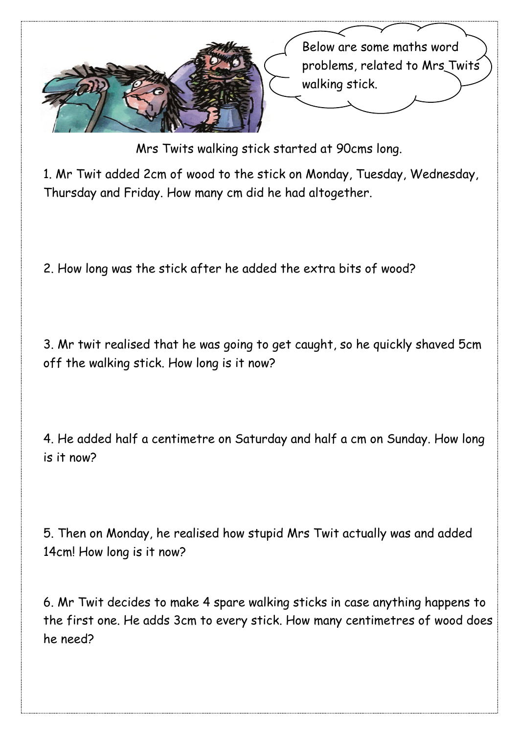Below are some maths word problems, related to Mrs Twits walking stick.

Mrs Twits walking stick started at 90cms long.

1. Mr Twit added 2cm of wood to the stick on Monday, Tuesday, Wednesday, Thursday and Friday. How many cm did he had altogether.

2. How long was the stick after he added the extra bits of wood?

3. Mr twit realised that he was going to get caught, so he quickly shaved 5cm off the walking stick. How long is it now?

4. He added half a centimetre on Saturday and half a cm on Sunday. How long is it now?

5. Then on Monday, he realised how stupid Mrs Twit actually was and added 14cm! How long is it now?

6. Mr Twit decides to make 4 spare walking sticks in case anything happens to the first one. He adds 3cm to every stick. How many centimetres of wood does he need?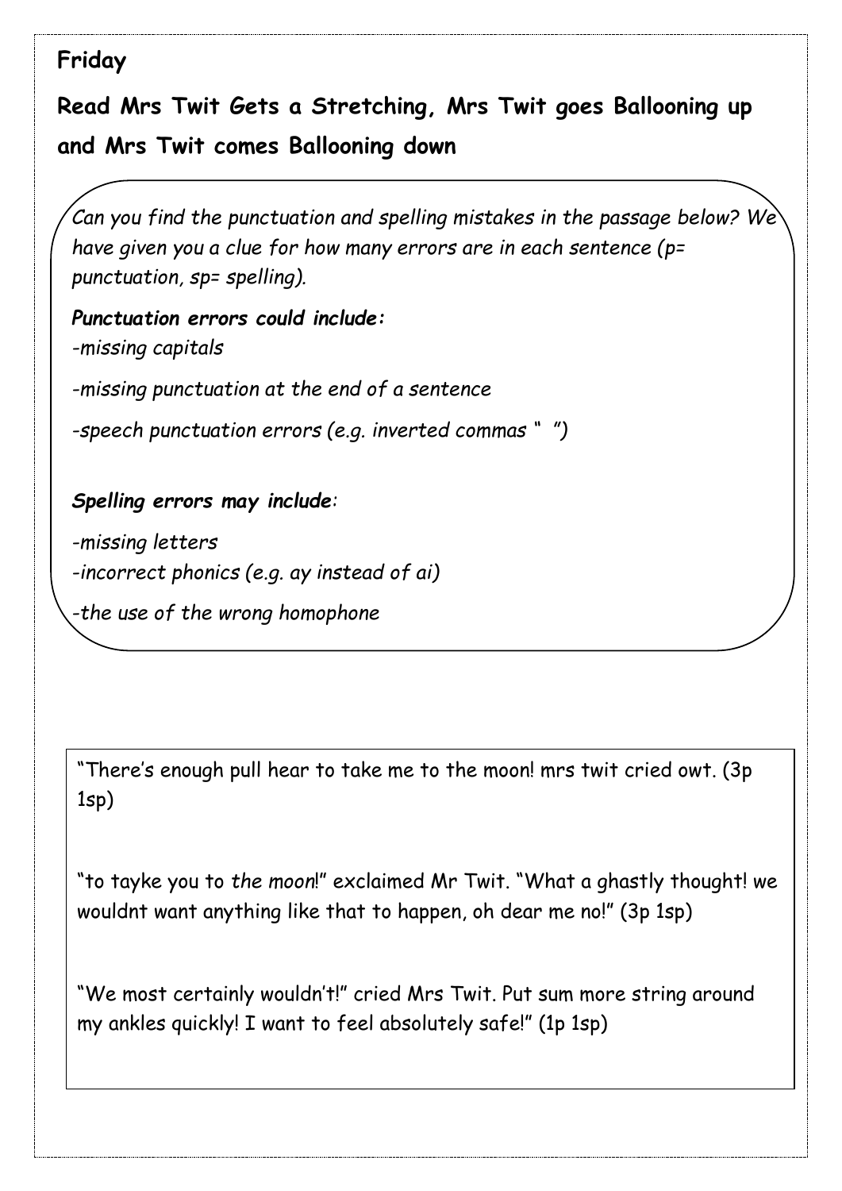## Friday

## Read Mrs Twit Gets a Stretching, Mrs Twit goes Ballooning up and Mrs Twit comes Ballooning down

*Can you find the punctuation and spelling mistakes in the passage below? We have given you a clue for how many errors are in each sentence (p= punctuation, sp= spelling).*

***Punctuation errors could include:***

*-missing capitals*

*-missing punctuation at the end of a sentence*

*-speech punctuation errors (e.g. inverted commas " ")*

***Spelling errors may include:***

*-missing letters*

*-incorrect phonics (e.g. ay instead of ai)*

*-the use of the wrong homophone*

"There's enough pull hear to take me to the moon! mrs twit cried owt. (3p 1sp)

"to tayke you to *the moon*!" exclaimed Mr Twit. "What a ghastly thought! we wouldnt want anything like that to happen, oh dear me no!" (3p 1sp)

"We most certainly wouldn't!" cried Mrs Twit. Put sum more string around my ankles quickly! I want to feel absolutely safe!" (1p 1sp)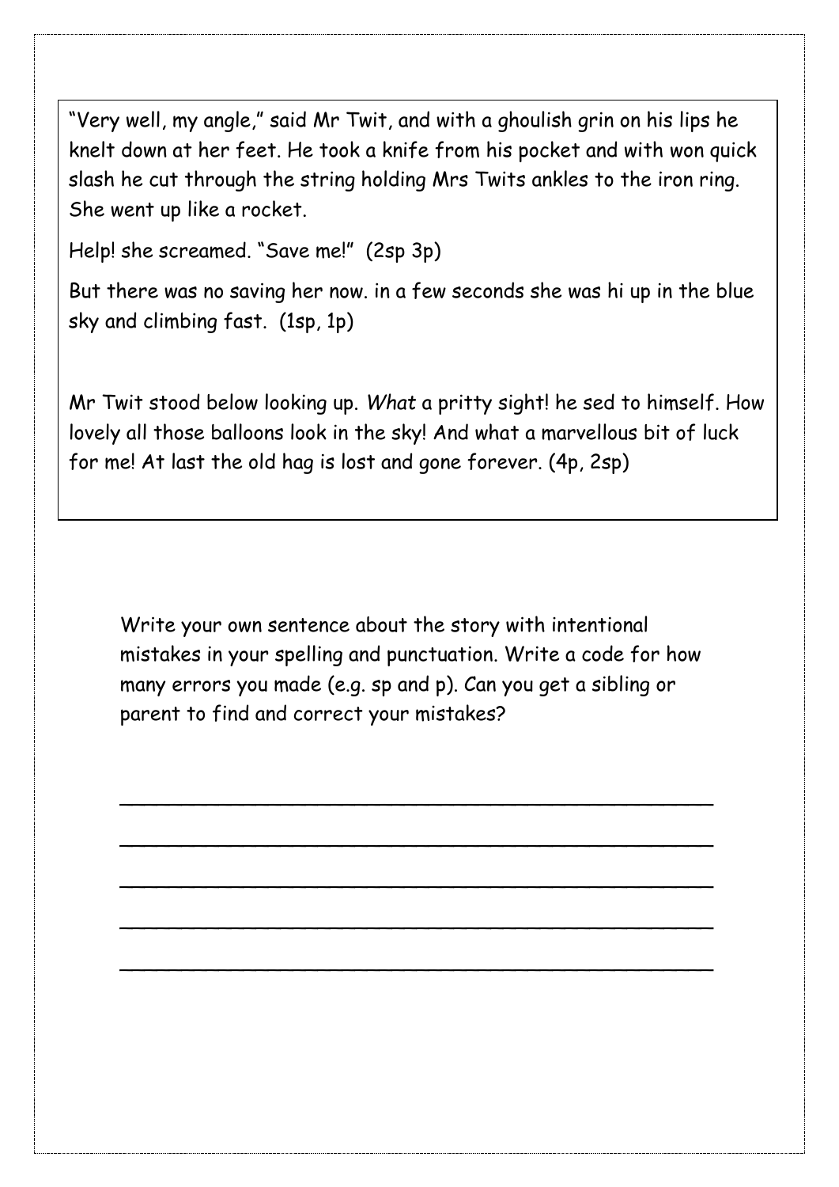"Very well, my angle," said Mr Twit, and with a ghoulish grin on his lips he knelt down at her feet. He took a knife from his pocket and with won quick slash he cut through the string holding Mrs Twits ankles to the iron ring. She went up like a rocket.

Help! she screamed. "Save me!" (2sp 3p)

But there was no saving her now. in a few seconds she was hi up in the blue sky and climbing fast. (1sp, 1p)

Mr Twit stood below looking up. *What* a pritty sight! he sed to himself. How lovely all those balloons look in the sky! And what a marvellous bit of luck for me! At last the old hag is lost and gone forever. (4p, 2sp)

Write your own sentence about the story with intentional mistakes in your spelling and punctuation. Write a code for how many errors you made (e.g. sp and p). Can you get a sibling or parent to find and correct your mistakes?

_______________________________________________

_______________________________________________

_______________________________________________

_______________________________________________

_______________________________________________